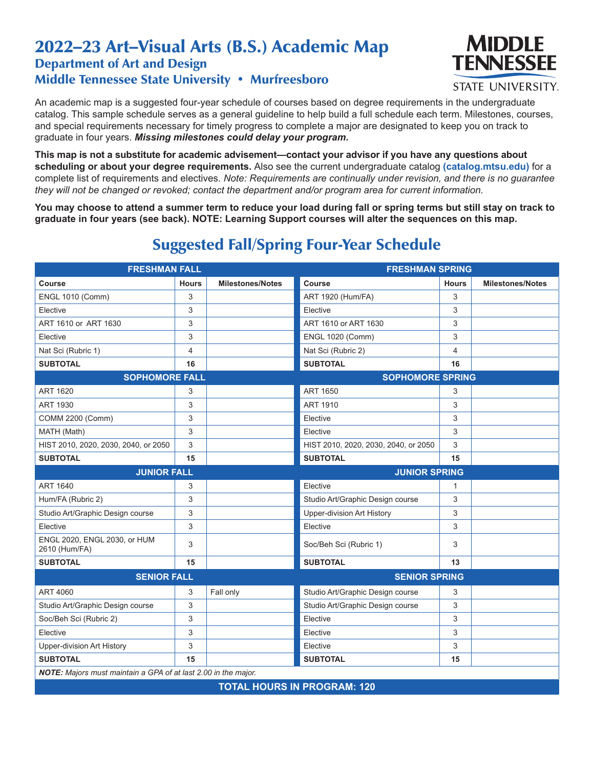# 2022–23 Art–Visual Arts (B.S.) Academic Map

## Department of Art and Design

## Middle Tennessee State University • Murfreesboro

MIDDLE TENNESSEE STATE UNIVERSITY.

An academic map is a suggested four-year schedule of courses based on degree requirements in the undergraduate catalog. This sample schedule serves as a general guideline to help build a full schedule each term. Milestones, courses, and special requirements necessary for timely progress to complete a major are designated to keep you on track to graduate in four years. ***Missing milestones could delay your program.***

**This map is not a substitute for academic advisement—contact your advisor if you have any questions about scheduling or about your degree requirements.** Also see the current undergraduate catalog **(catalog.mtsu.edu)** for a complete list of requirements and electives. *Note: Requirements are continually under revision, and there is no guarantee they will not be changed or revoked; contact the department and/or program area for current information.*

**You may choose to attend a summer term to reduce your load during fall or spring terms but still stay on track to graduate in four years (see back). NOTE: Learning Support courses will alter the sequences on this map.**

## Suggested Fall/Spring Four-Year Schedule

| FRESHMAN FALL | | | FRESHMAN SPRING | | |
|---|---|---|---|---|---|
| **Course** | **Hours** | **Milestones/Notes** | **Course** | **Hours** | **Milestones/Notes** |
| ENGL 1010 (Comm) | 3 | | ART 1920 (Hum/FA) | 3 | |
| Elective | 3 | | Elective | 3 | |
| ART 1610 or ART 1630 | 3 | | ART 1610 or ART 1630 | 3 | |
| Elective | 3 | | ENGL 1020 (Comm) | 3 | |
| Nat Sci (Rubric 1) | 4 | | Nat Sci (Rubric 2) | 4 | |
| **SUBTOTAL** | **16** | | **SUBTOTAL** | **16** | |
| **SOPHOMORE FALL** | | | **SOPHOMORE SPRING** | | |
| ART 1620 | 3 | | ART 1650 | 3 | |
| ART 1930 | 3 | | ART 1910 | 3 | |
| COMM 2200 (Comm) | 3 | | Elective | 3 | |
| MATH (Math) | 3 | | Elective | 3 | |
| HIST 2010, 2020, 2030, 2040, or 2050 | 3 | | HIST 2010, 2020, 2030, 2040, or 2050 | 3 | |
| **SUBTOTAL** | **15** | | **SUBTOTAL** | **15** | |
| **JUNIOR FALL** | | | **JUNIOR SPRING** | | |
| ART 1640 | 3 | | Elective | 1 | |
| Hum/FA (Rubric 2) | 3 | | Studio Art/Graphic Design course | 3 | |
| Studio Art/Graphic Design course | 3 | | Upper-division Art History | 3 | |
| Elective | 3 | | Elective | 3 | |
| ENGL 2020, ENGL 2030, or HUM 2610 (Hum/FA) | 3 | | Soc/Beh Sci (Rubric 1) | 3 | |
| **SUBTOTAL** | **15** | | **SUBTOTAL** | **13** | |
| **SENIOR FALL** | | | **SENIOR SPRING** | | |
| ART 4060 | 3 | Fall only | Studio Art/Graphic Design course | 3 | |
| Studio Art/Graphic Design course | 3 | | Studio Art/Graphic Design course | 3 | |
| Soc/Beh Sci (Rubric 2) | 3 | | Elective | 3 | |
| Elective | 3 | | Elective | 3 | |
| Upper-division Art History | 3 | | Elective | 3 | |
| **SUBTOTAL** | **15** | | **SUBTOTAL** | **15** | |

***NOTE:*** *Majors must maintain a GPA of at last 2.00 in the major.*

**TOTAL HOURS IN PROGRAM: 120**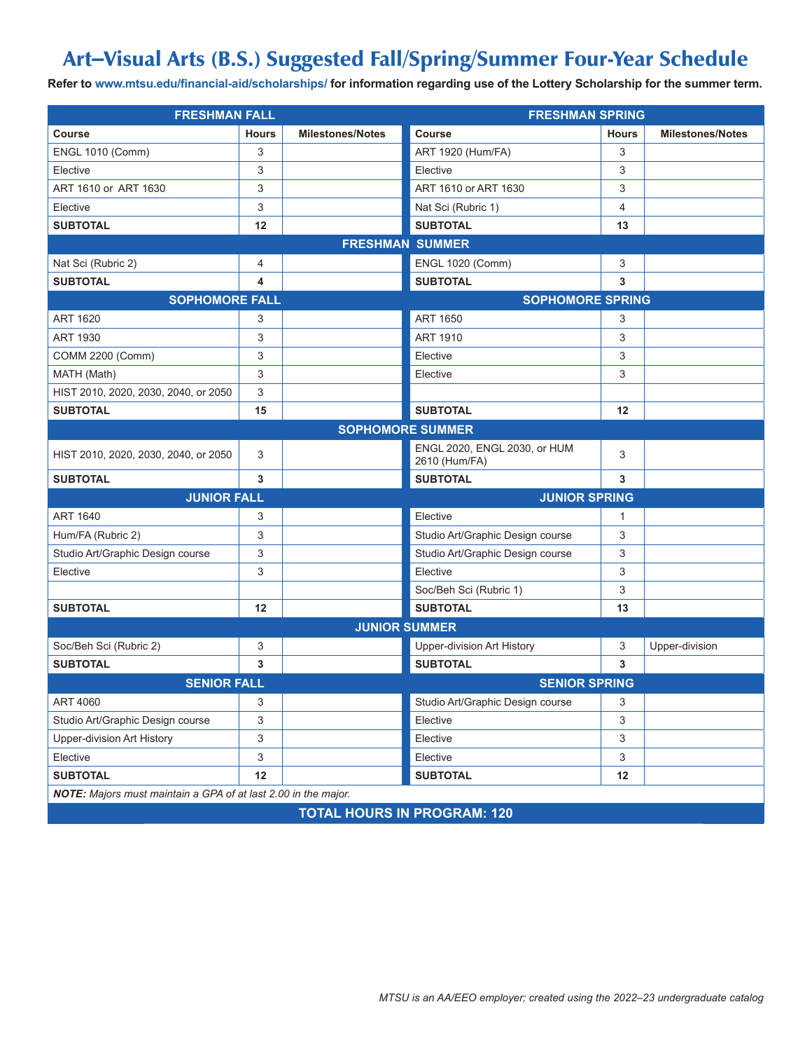# Art–Visual Arts (B.S.) Suggested Fall/Spring/Summer Four-Year Schedule

**Refer to www.mtsu.edu/financial-aid/scholarships/ for information regarding use of the Lottery Scholarship for the summer term.**

| FRESHMAN FALL | | | FRESHMAN SPRING | | |
|---|---|---|---|---|---|
| **Course** | **Hours** | **Milestones/Notes** | **Course** | **Hours** | **Milestones/Notes** |
| ENGL 1010 (Comm) | 3 | | ART 1920 (Hum/FA) | 3 | |
| Elective | 3 | | Elective | 3 | |
| ART 1610 or ART 1630 | 3 | | ART 1610 or ART 1630 | 3 | |
| Elective | 3 | | Nat Sci (Rubric 1) | 4 | |
| **SUBTOTAL** | **12** | | **SUBTOTAL** | **13** | |
| **FRESHMAN SUMMER** | | | | | |
| Nat Sci (Rubric 2) | 4 | | ENGL 1020 (Comm) | 3 | |
| **SUBTOTAL** | **4** | | **SUBTOTAL** | **3** | |
| **SOPHOMORE FALL** | | | **SOPHOMORE SPRING** | | |
| ART 1620 | 3 | | ART 1650 | 3 | |
| ART 1930 | 3 | | ART 1910 | 3 | |
| COMM 2200 (Comm) | 3 | | Elective | 3 | |
| MATH (Math) | 3 | | Elective | 3 | |
| HIST 2010, 2020, 2030, 2040, or 2050 | 3 | | | | |
| **SUBTOTAL** | **15** | | **SUBTOTAL** | **12** | |
| **SOPHOMORE SUMMER** | | | | | |
| HIST 2010, 2020, 2030, 2040, or 2050 | 3 | | ENGL 2020, ENGL 2030, or HUM 2610 (Hum/FA) | 3 | |
| **SUBTOTAL** | **3** | | **SUBTOTAL** | **3** | |
| **JUNIOR FALL** | | | **JUNIOR SPRING** | | |
| ART 1640 | 3 | | Elective | 1 | |
| Hum/FA (Rubric 2) | 3 | | Studio Art/Graphic Design course | 3 | |
| Studio Art/Graphic Design course | 3 | | Studio Art/Graphic Design course | 3 | |
| Elective | 3 | | Elective | 3 | |
| | | | Soc/Beh Sci (Rubric 1) | 3 | |
| **SUBTOTAL** | **12** | | **SUBTOTAL** | **13** | |
| **JUNIOR SUMMER** | | | | | |
| Soc/Beh Sci (Rubric 2) | 3 | | Upper-division Art History | 3 | Upper-division |
| **SUBTOTAL** | **3** | | **SUBTOTAL** | **3** | |
| **SENIOR FALL** | | | **SENIOR SPRING** | | |
| ART 4060 | 3 | | Studio Art/Graphic Design course | 3 | |
| Studio Art/Graphic Design course | 3 | | Elective | 3 | |
| Upper-division Art History | 3 | | Elective | 3 | |
| Elective | 3 | | Elective | 3 | |
| **SUBTOTAL** | **12** | | **SUBTOTAL** | **12** | |

***NOTE:** Majors must maintain a GPA of at last 2.00 in the major.*

**TOTAL HOURS IN PROGRAM: 120**

*MTSU is an AA/EEO employer; created using the 2022–23 undergraduate catalog*